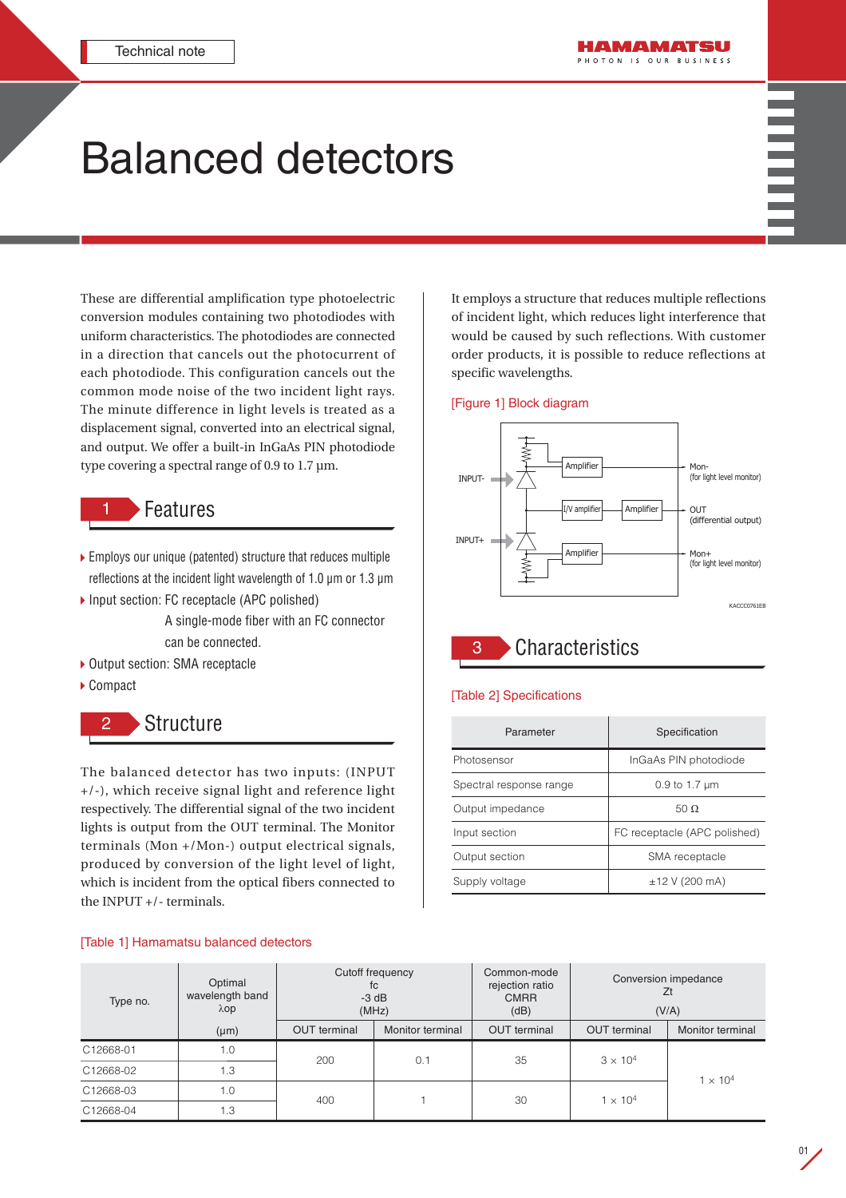Technical note

# Balanced detectors

These are differential amplification type photoelectric conversion modules containing two photodiodes with uniform characteristics. The photodiodes are connected in a direction that cancels out the photocurrent of each photodiode. This configuration cancels out the common mode noise of the two incident light rays. The minute difference in light levels is treated as a displacement signal, converted into an electrical signal, and output. We offer a built-in InGaAs PIN photodiode type covering a spectral range of 0.9 to 1.7 μm.

## 1 Features

- Employs our unique (patented) structure that reduces multiple reflections at the incident light wavelength of 1.0 μm or 1.3 μm
- Input section: FC receptacle (APC polished)
  A single-mode fiber with an FC connector can be connected.
- Output section: SMA receptacle
- Compact

## 2 Structure

The balanced detector has two inputs: (INPUT +/-), which receive signal light and reference light respectively. The differential signal of the two incident lights is output from the OUT terminal. The Monitor terminals (Mon +/Mon-) output electrical signals, produced by conversion of the light level of light, which is incident from the optical fibers connected to the INPUT +/- terminals.

It employs a structure that reduces multiple reflections of incident light, which reduces light interference that would be caused by such reflections. With customer order products, it is possible to reduce reflections at specific wavelengths.

[Figure 1] Block diagram

INPUT-, INPUT+, Amplifier, I/V amplifier, Amplifier, Amplifier, Mon- (for light level monitor), OUT (differential output), Mon+ (for light level monitor)

KACCC0761EB

## 3 Characteristics

[Table 2] Specifications

| Parameter | Specification |
|---|---|
| Photosensor | InGaAs PIN photodiode |
| Spectral response range | 0.9 to 1.7 μm |
| Output impedance | 50 Ω |
| Input section | FC receptacle (APC polished) |
| Output section | SMA receptacle |
| Supply voltage | ±12 V (200 mA) |

[Table 1] Hamamatsu balanced detectors

| Type no. | Optimal wavelength band λop (μm) | Cutoff frequency fc -3 dB (MHz) | | Common-mode rejection ratio CMRR (dB) | Conversion impedance Zt (V/A) | |
|---|---|---|---|---|---|---|
| | | OUT terminal | Monitor terminal | OUT terminal | OUT terminal | Monitor terminal |
| C12668-01 | 1.0 | 200 | 0.1 | 35 | $3 \times 10^4$ | $1 \times 10^4$ |
| C12668-02 | 1.3 | | | | | |
| C12668-03 | 1.0 | 400 | 1 | 30 | $1 \times 10^4$ | |
| C12668-04 | 1.3 | | | | | |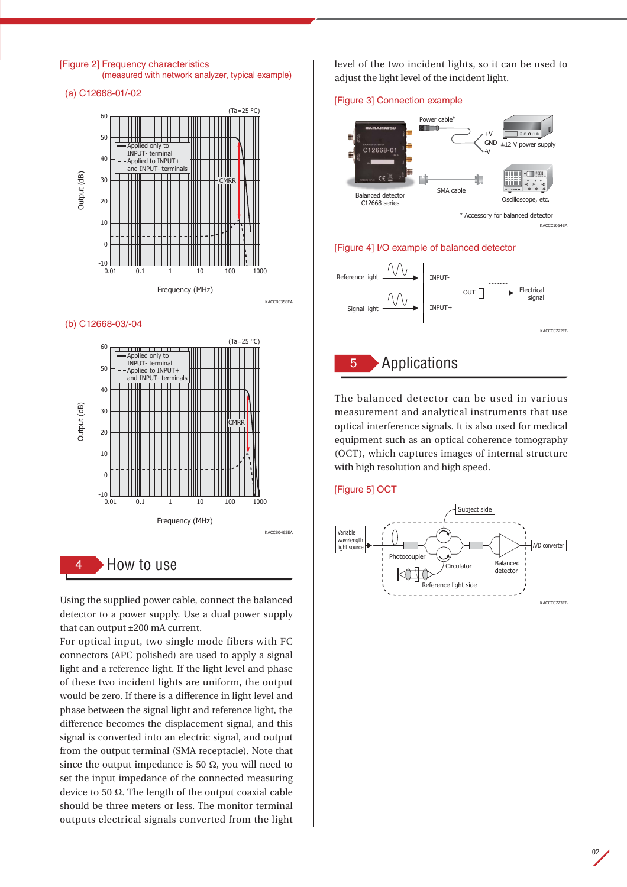[Figure 2] Frequency characteristics
(measured with network analyzer, typical example)

(a) C12668-01/-02

(b) C12668-03/-04

## 4 How to use

Using the supplied power cable, connect the balanced detector to a power supply. Use a dual power supply that can output ±200 mA current.
For optical input, two single mode fibers with FC connectors (APC polished) are used to apply a signal light and a reference light. If the light level and phase of these two incident lights are uniform, the output would be zero. If there is a difference in light level and phase between the signal light and reference light, the difference becomes the displacement signal, and this signal is converted into an electric signal, and output from the output terminal (SMA receptacle). Note that since the output impedance is 50 Ω, you will need to set the input impedance of the connected measuring device to 50 Ω. The length of the output coaxial cable should be three meters or less. The monitor terminal outputs electrical signals converted from the light level of the two incident lights, so it can be used to adjust the light level of the incident light.

[Figure 3] Connection example

[Figure 4] I/O example of balanced detector

## 5 Applications

The balanced detector can be used in various measurement and analytical instruments that use optical interference signals. It is also used for medical equipment such as an optical coherence tomography (OCT), which captures images of internal structure with high resolution and high speed.

[Figure 5] OCT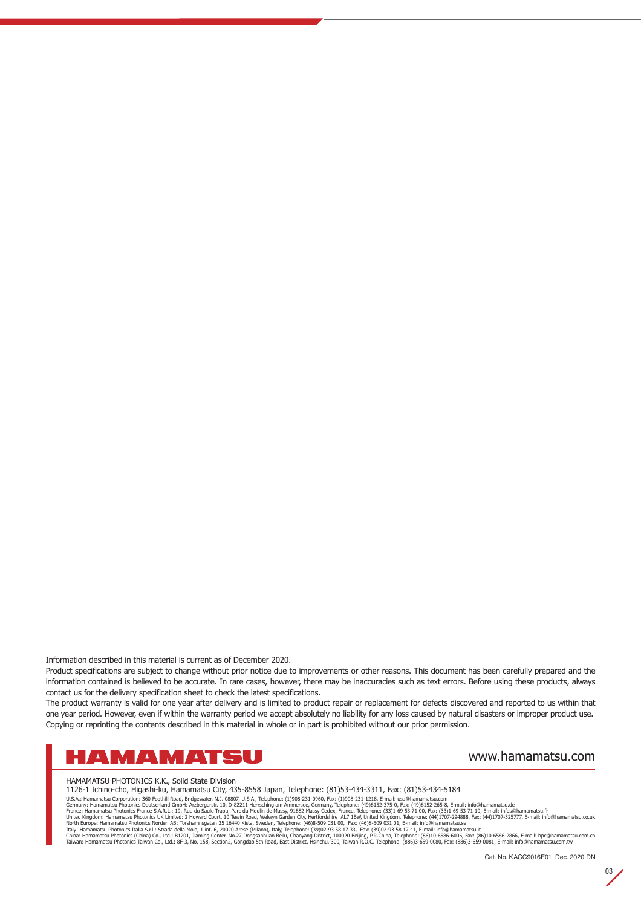Information described in this material is current as of December 2020.

Product specifications are subject to change without prior notice due to improvements or other reasons. This document has been carefully prepared and the information contained is believed to be accurate. In rare cases, however, there may be inaccuracies such as text errors. Before using these products, always contact us for the delivery specification sheet to check the latest specifications.

The product warranty is valid for one year after delivery and is limited to product repair or replacement for defects discovered and reported to us within that one year period. However, even if within the warranty period we accept absolutely no liability for any loss caused by natural disasters or improper product use.

Copying or reprinting the contents described in this material in whole or in part is prohibited without our prior permission.

**HAMAMATSU**

www.hamamatsu.com

HAMAMATSU PHOTONICS K.K., Solid State Division

1126-1 Ichino-cho, Higashi-ku, Hamamatsu City, 435-8558 Japan, Telephone: (81)53-434-3311, Fax: (81)53-434-5184

U.S.A.: Hamamatsu Corporation: 360 Foothill Road, Bridgewater, N.J. 08807, U.S.A., Telephone: (1)908-231-0960, Fax: (1)908-231-1218, E-mail: usa@hamamatsu.com
Germany: Hamamatsu Photonics Deutschland GmbH: Arzbergerstr. 10, D-82211 Herrsching am Ammersee, Germany, Telephone: (49)8152-375-0, Fax: (49)8152-265-8, E-mail: info@hamamatsu.de
France: Hamamatsu Photonics France S.A.R.L.: 19, Rue du Saule Trapu, Parc du Moulin de Massy, 91882 Massy Cedex, France, Telephone: (33)1 69 53 71 00, Fax: (33)1 69 53 71 10, E-mail: infos@hamamatsu.fr
United Kingdom: Hamamatsu Photonics UK Limited: 2 Howard Court, 10 Tewin Road, Welwyn Garden City, Hertfordshire AL7 1BW, United Kingdom, Telephone: (44)1707-294888, Fax: (44)1707-325777, E-mail: info@hamamatsu.co.uk
North Europe: Hamamatsu Photonics Norden AB: Torshamnsgatan 35 16440 Kista, Sweden, Telephone: (46)8-509 031 00, Fax: (46)8-509 031 01, E-mail: info@hamamatsu.se
Italy: Hamamatsu Photonics Italia S.r.l.: Strada della Moia, 1 int. 6, 20020 Arese (Milano), Italy, Telephone: (39)02-93 58 17 33, Fax: (39)02-93 58 17 41, E-mail: info@hamamatsu.it
China: Hamamatsu Photonics (China) Co., Ltd.: B1201, Jiaming Center, No.27 Dongsanhuan Beilu, Chaoyang District, 100020 Beijing, P.R.China, Telephone: (86)10-6586-6006, Fax: (86)10-6586-2866, E-mail: hpc@hamamatsu.com.cn
Taiwan: Hamamatsu Photonics Taiwan Co., Ltd.: 8F-3, No. 158, Section2, Gongdao 5th Road, East District, Hsinchu, 300, Taiwan R.O.C. Telephone: (886)3-659-0080, Fax: (886)3-659-0081, E-mail: info@hamamatsu.com.tw

Cat. No. KACC9016E01 Dec. 2020 DN